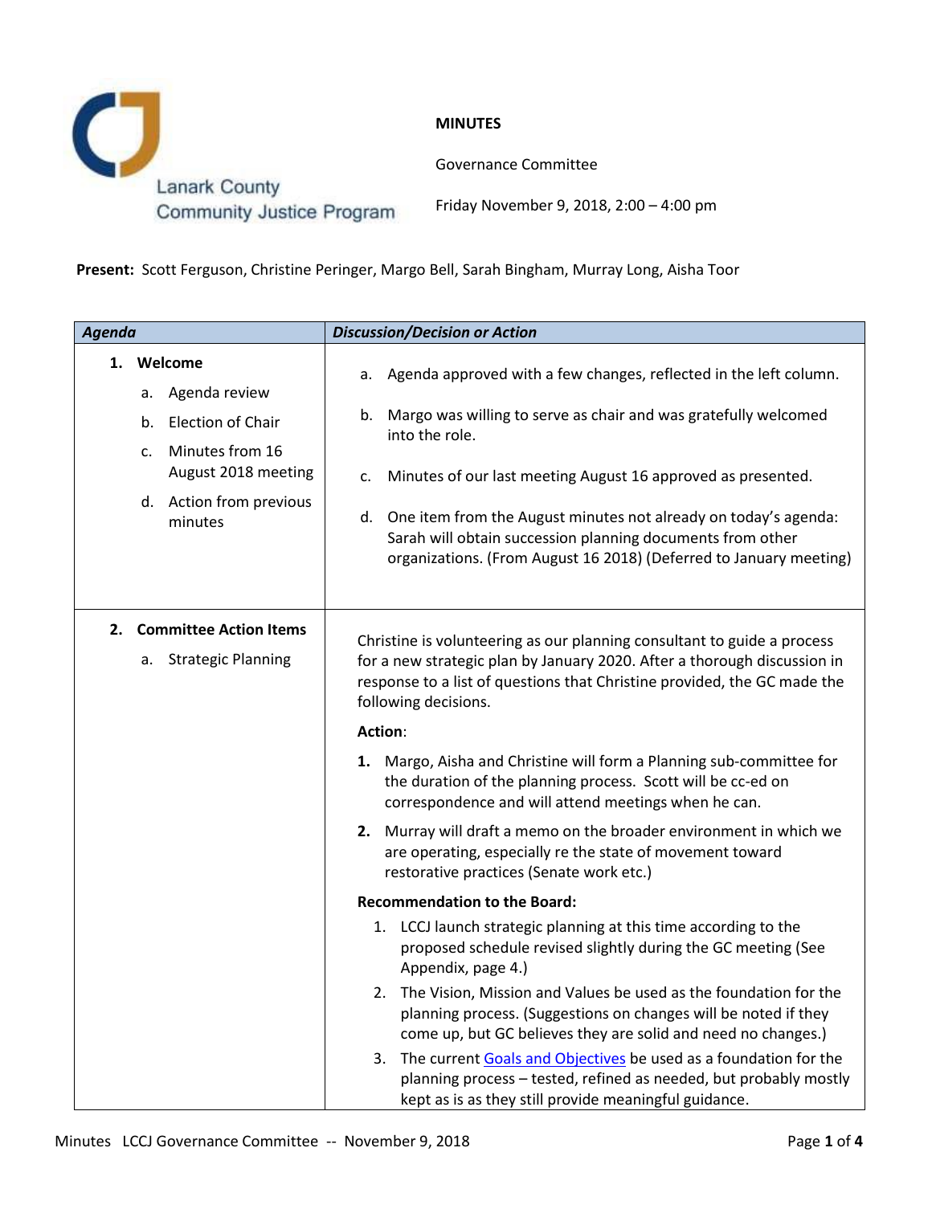Lanark County Community Justice Program

**MINUTES**

Governance Committee

Friday November 9, 2018, 2:00 – 4:00 pm

**Present:** Scott Ferguson, Christine Peringer, Margo Bell, Sarah Bingham, Murray Long, Aisha Toor

| *Agenda* | *Discussion/Decision or Action* |
|---|---|
| **1. Welcome**<br>a. Agenda review<br>b. Election of Chair<br>c. Minutes from 16 August 2018 meeting<br>d. Action from previous minutes | a. Agenda approved with a few changes, reflected in the left column.<br>b. Margo was willing to serve as chair and was gratefully welcomed into the role.<br>c. Minutes of our last meeting August 16 approved as presented.<br>d. One item from the August minutes not already on today's agenda: Sarah will obtain succession planning documents from other organizations. (From August 16 2018) (Deferred to January meeting) |
| **2. Committee Action Items**<br>a. Strategic Planning | Christine is volunteering as our planning consultant to guide a process for a new strategic plan by January 2020. After a thorough discussion in response to a list of questions that Christine provided, the GC made the following decisions.<br>**Action**:<br>**1.** Margo, Aisha and Christine will form a Planning sub-committee for the duration of the planning process. Scott will be cc-ed on correspondence and will attend meetings when he can.<br>**2.** Murray will draft a memo on the broader environment in which we are operating, especially re the state of movement toward restorative practices (Senate work etc.)<br>**Recommendation to the Board:**<br>1. LCCJ launch strategic planning at this time according to the proposed schedule revised slightly during the GC meeting (See Appendix, page 4.)<br>2. The Vision, Mission and Values be used as the foundation for the planning process. (Suggestions on changes will be noted if they come up, but GC believes they are solid and need no changes.)<br>3. The current Goals and Objectives be used as a foundation for the planning process – tested, refined as needed, but probably mostly kept as is as they still provide meaningful guidance. |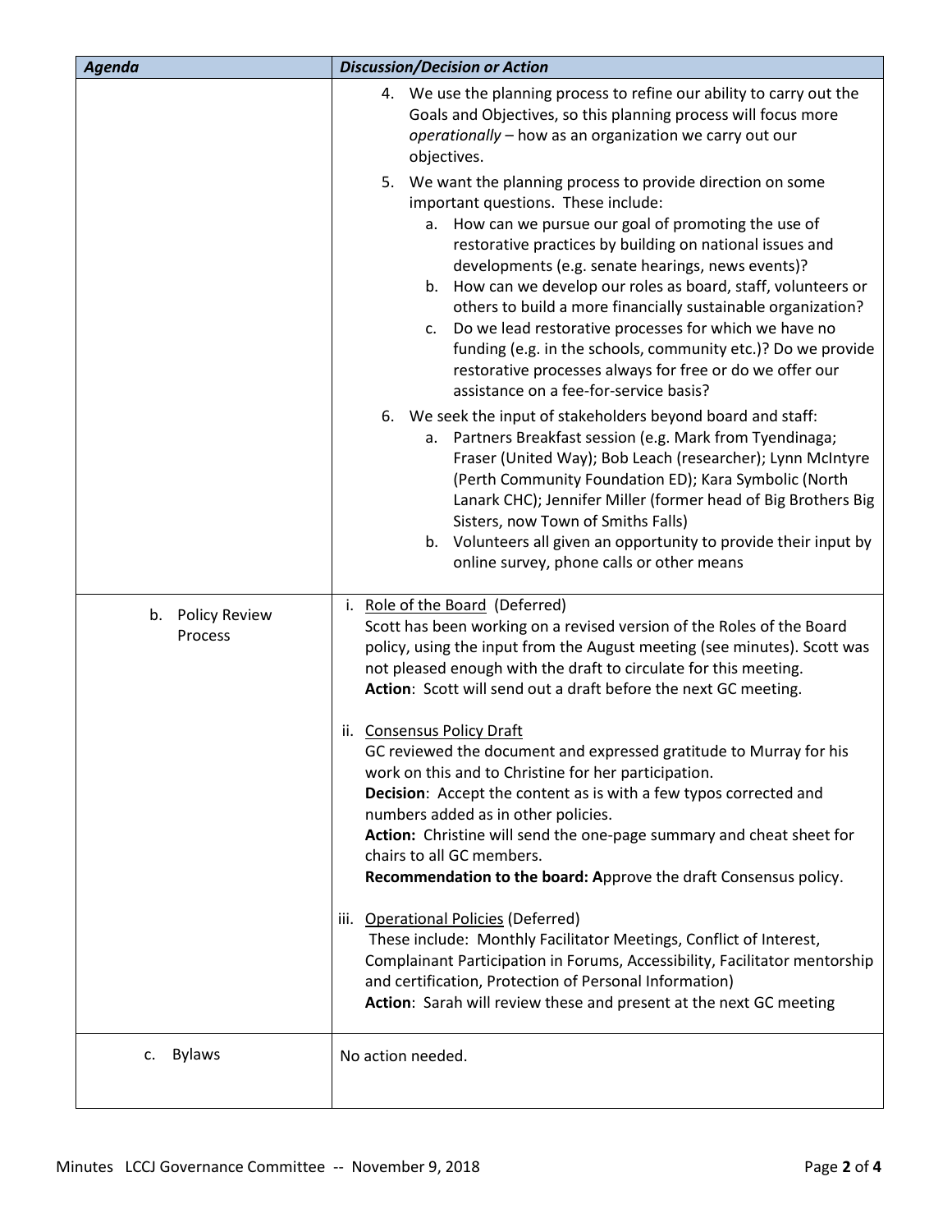| Agenda | Discussion/Decision or Action |
|---|---|
| | 4. We use the planning process to refine our ability to carry out the Goals and Objectives, so this planning process will focus more *operationally* – how as an organization we carry out our objectives.<br><br>5. We want the planning process to provide direction on some important questions. These include:<br>a. How can we pursue our goal of promoting the use of restorative practices by building on national issues and developments (e.g. senate hearings, news events)?<br>b. How can we develop our roles as board, staff, volunteers or others to build a more financially sustainable organization?<br>c. Do we lead restorative processes for which we have no funding (e.g. in the schools, community etc.)? Do we provide restorative processes always for free or do we offer our assistance on a fee-for-service basis?<br><br>6. We seek the input of stakeholders beyond board and staff:<br>a. Partners Breakfast session (e.g. Mark from Tyendinaga; Fraser (United Way); Bob Leach (researcher); Lynn McIntyre (Perth Community Foundation ED); Kara Symbolic (North Lanark CHC); Jennifer Miller (former head of Big Brothers Big Sisters, now Town of Smiths Falls)<br>b. Volunteers all given an opportunity to provide their input by online survey, phone calls or other means |
| b. Policy Review Process | i. Role of the Board (Deferred)<br>Scott has been working on a revised version of the Roles of the Board policy, using the input from the August meeting (see minutes). Scott was not pleased enough with the draft to circulate for this meeting.<br>**Action**: Scott will send out a draft before the next GC meeting.<br><br>ii. Consensus Policy Draft<br>GC reviewed the document and expressed gratitude to Murray for his work on this and to Christine for her participation.<br>**Decision**: Accept the content as is with a few typos corrected and numbers added as in other policies.<br>**Action:** Christine will send the one-page summary and cheat sheet for chairs to all GC members.<br>**Recommendation to the board: A**pprove the draft Consensus policy.<br><br>iii. Operational Policies (Deferred)<br>These include: Monthly Facilitator Meetings, Conflict of Interest, Complainant Participation in Forums, Accessibility, Facilitator mentorship and certification, Protection of Personal Information)<br>**Action**: Sarah will review these and present at the next GC meeting |
| c. Bylaws | No action needed. |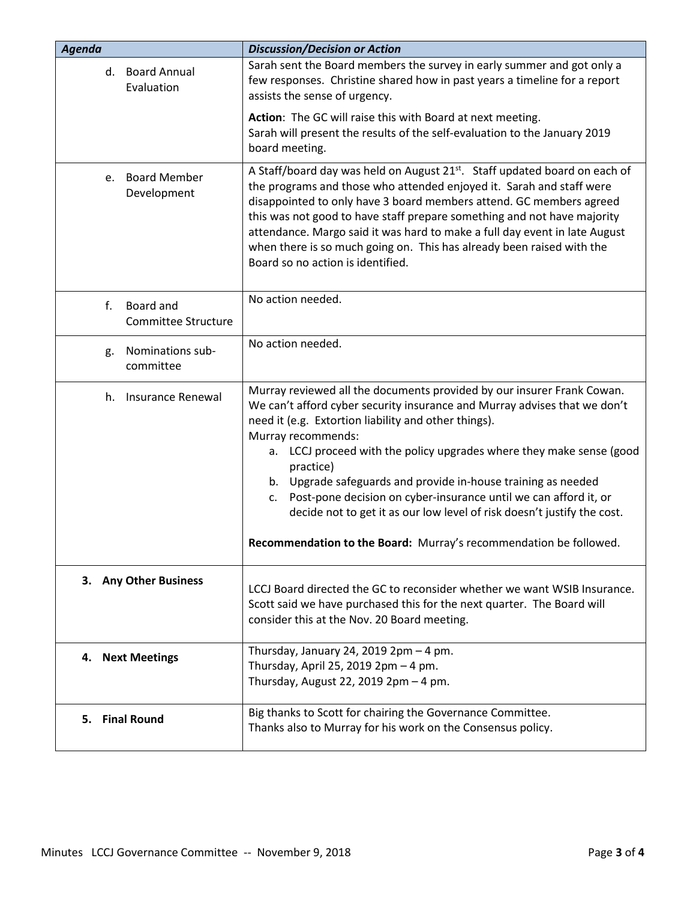| *Agenda* | *Discussion/Decision or Action* |
| --- | --- |
| d. Board Annual Evaluation | Sarah sent the Board members the survey in early summer and got only a few responses. Christine shared how in past years a timeline for a report assists the sense of urgency.<br><br>**Action**: The GC will raise this with Board at next meeting.<br>Sarah will present the results of the self-evaluation to the January 2019 board meeting. |
| e. Board Member Development | A Staff/board day was held on August 21st. Staff updated board on each of the programs and those who attended enjoyed it. Sarah and staff were disappointed to only have 3 board members attend. GC members agreed this was not good to have staff prepare something and not have majority attendance. Margo said it was hard to make a full day event in late August when there is so much going on. This has already been raised with the Board so no action is identified. |
| f. Board and Committee Structure | No action needed. |
| g. Nominations sub-committee | No action needed. |
| h. Insurance Renewal | Murray reviewed all the documents provided by our insurer Frank Cowan. We can't afford cyber security insurance and Murray advises that we don't need it (e.g. Extortion liability and other things).<br>Murray recommends:<br>a. LCCJ proceed with the policy upgrades where they make sense (good practice)<br>b. Upgrade safeguards and provide in-house training as needed<br>c. Post-pone decision on cyber-insurance until we can afford it, or decide not to get it as our low level of risk doesn't justify the cost.<br><br>**Recommendation to the Board:** Murray's recommendation be followed. |
| **3. Any Other Business** | LCCJ Board directed the GC to reconsider whether we want WSIB Insurance. Scott said we have purchased this for the next quarter. The Board will consider this at the Nov. 20 Board meeting. |
| **4. Next Meetings** | Thursday, January 24, 2019 2pm – 4 pm.<br>Thursday, April 25, 2019 2pm – 4 pm.<br>Thursday, August 22, 2019 2pm – 4 pm. |
| **5. Final Round** | Big thanks to Scott for chairing the Governance Committee.<br>Thanks also to Murray for his work on the Consensus policy. |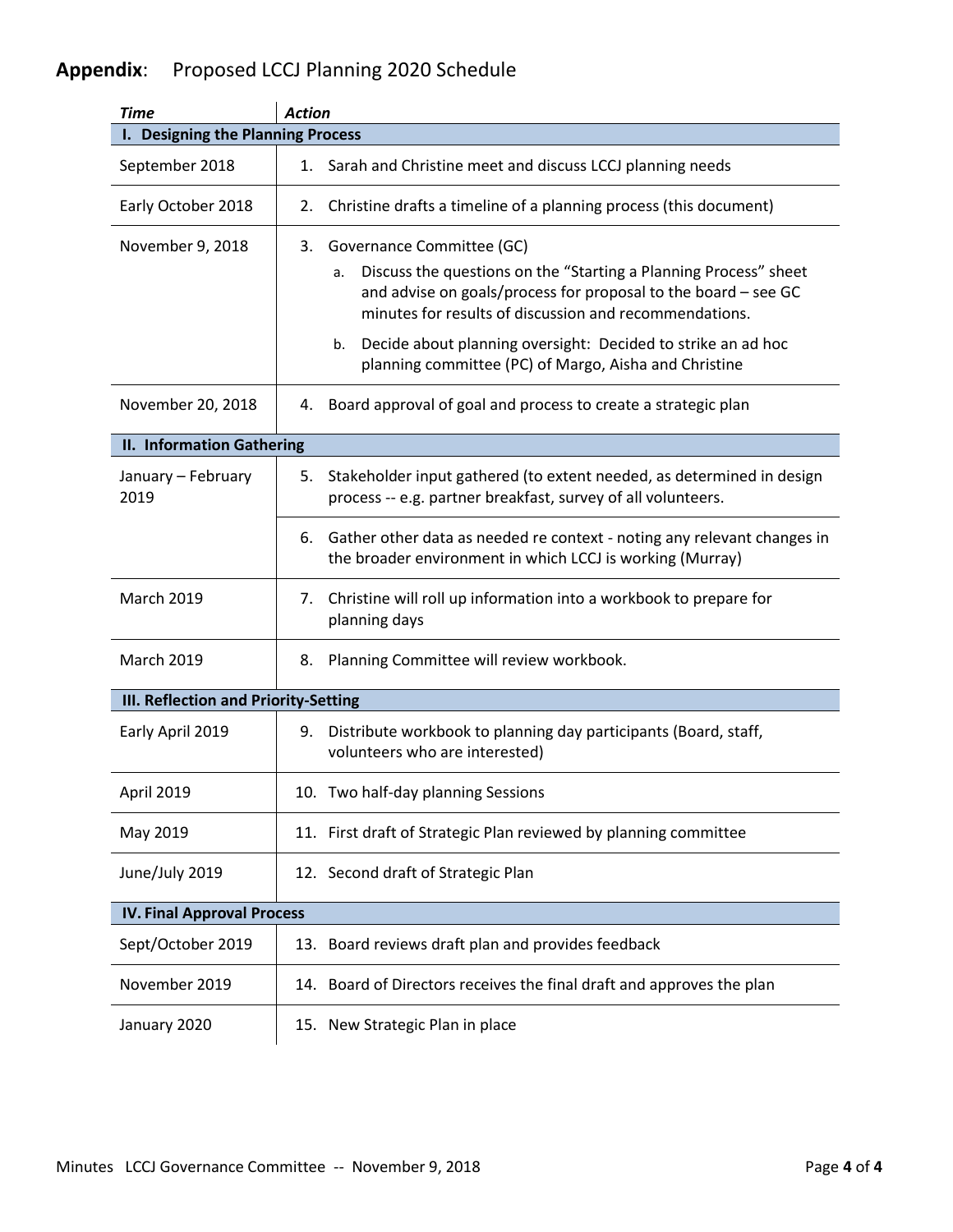## **Appendix**: Proposed LCCJ Planning 2020 Schedule

| ***Time*** | ***Action*** |
|---|---|
| **I. Designing the Planning Process** | |
| September 2018 | 1. Sarah and Christine meet and discuss LCCJ planning needs |
| Early October 2018 | 2. Christine drafts a timeline of a planning process (this document) |
| November 9, 2018 | 3. Governance Committee (GC)<br>a. Discuss the questions on the "Starting a Planning Process" sheet and advise on goals/process for proposal to the board – see GC minutes for results of discussion and recommendations.<br>b. Decide about planning oversight: Decided to strike an ad hoc planning committee (PC) of Margo, Aisha and Christine |
| November 20, 2018 | 4. Board approval of goal and process to create a strategic plan |
| **II. Information Gathering** | |
| January – February 2019 | 5. Stakeholder input gathered (to extent needed, as determined in design process -- e.g. partner breakfast, survey of all volunteers. |
| | 6. Gather other data as needed re context - noting any relevant changes in the broader environment in which LCCJ is working (Murray) |
| March 2019 | 7. Christine will roll up information into a workbook to prepare for planning days |
| March 2019 | 8. Planning Committee will review workbook. |
| **III. Reflection and Priority-Setting** | |
| Early April 2019 | 9. Distribute workbook to planning day participants (Board, staff, volunteers who are interested) |
| April 2019 | 10. Two half-day planning Sessions |
| May 2019 | 11. First draft of Strategic Plan reviewed by planning committee |
| June/July 2019 | 12. Second draft of Strategic Plan |
| **IV. Final Approval Process** | |
| Sept/October 2019 | 13. Board reviews draft plan and provides feedback |
| November 2019 | 14. Board of Directors receives the final draft and approves the plan |
| January 2020 | 15. New Strategic Plan in place |